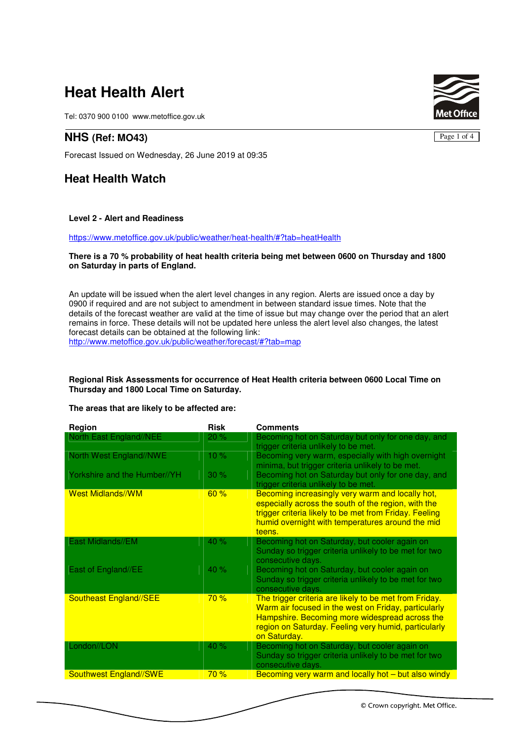# Heat Health Alert

Tel: 0370 900 0100 www.metoffice.gov.uk

## NHS (Ref: MO43)

Forecast Issued on Wednesday, 26 June 2019 at 09:35

## Heat Health Watch

**Level 2 - Alert and Readiness**

https://www.metoffice.gov.uk/public/weather/heat-health/#?tab=heatHealth

**There is a 70 % probability of heat health criteria being met between 0600 on Thursday and 1800 on Saturday in parts of England.**

An update will be issued when the alert level changes in any region. Alerts are issued once a day by 0900 if required and are not subject to amendment in between standard issue times. Note that the details of the forecast weather are valid at the time of issue but may change over the period that an alert remains in force. These details will not be updated here unless the alert level also changes, the latest forecast details can be obtained at the following link:
http://www.metoffice.gov.uk/public/weather/forecast/#?tab=map

**Regional Risk Assessments for occurrence of Heat Health criteria between 0600 Local Time on Thursday and 1800 Local Time on Saturday.**

**The areas that are likely to be affected are:**

| Region | Risk | Comments |
|---|---|---|
| North East England//NEE | 20 % | Becoming hot on Saturday but only for one day, and trigger criteria unlikely to be met. |
| North West England//NWE | 10 % | Becoming very warm, especially with high overnight minima, but trigger criteria unlikely to be met. |
| Yorkshire and the Humber//YH | 30 % | Becoming hot on Saturday but only for one day, and trigger criteria unlikely to be met. |
| West Midlands//WM | 60 % | Becoming increasingly very warm and locally hot, especially across the south of the region, with the trigger criteria likely to be met from Friday. Feeling humid overnight with temperatures around the mid teens. |
| East Midlands//EM | 40 % | Becoming hot on Saturday, but cooler again on Sunday so trigger criteria unlikely to be met for two consecutive days. |
| East of England//EE | 40 % | Becoming hot on Saturday, but cooler again on Sunday so trigger criteria unlikely to be met for two consecutive days. |
| Southeast England//SEE | 70 % | The trigger criteria are likely to be met from Friday. Warm air focused in the west on Friday, particularly Hampshire. Becoming more widespread across the region on Saturday. Feeling very humid, particularly on Saturday. |
| London//LON | 40 % | Becoming hot on Saturday, but cooler again on Sunday so trigger criteria unlikely to be met for two consecutive days. |
| Southwest England//SWE | 70 % | Becoming very warm and locally hot – but also windy |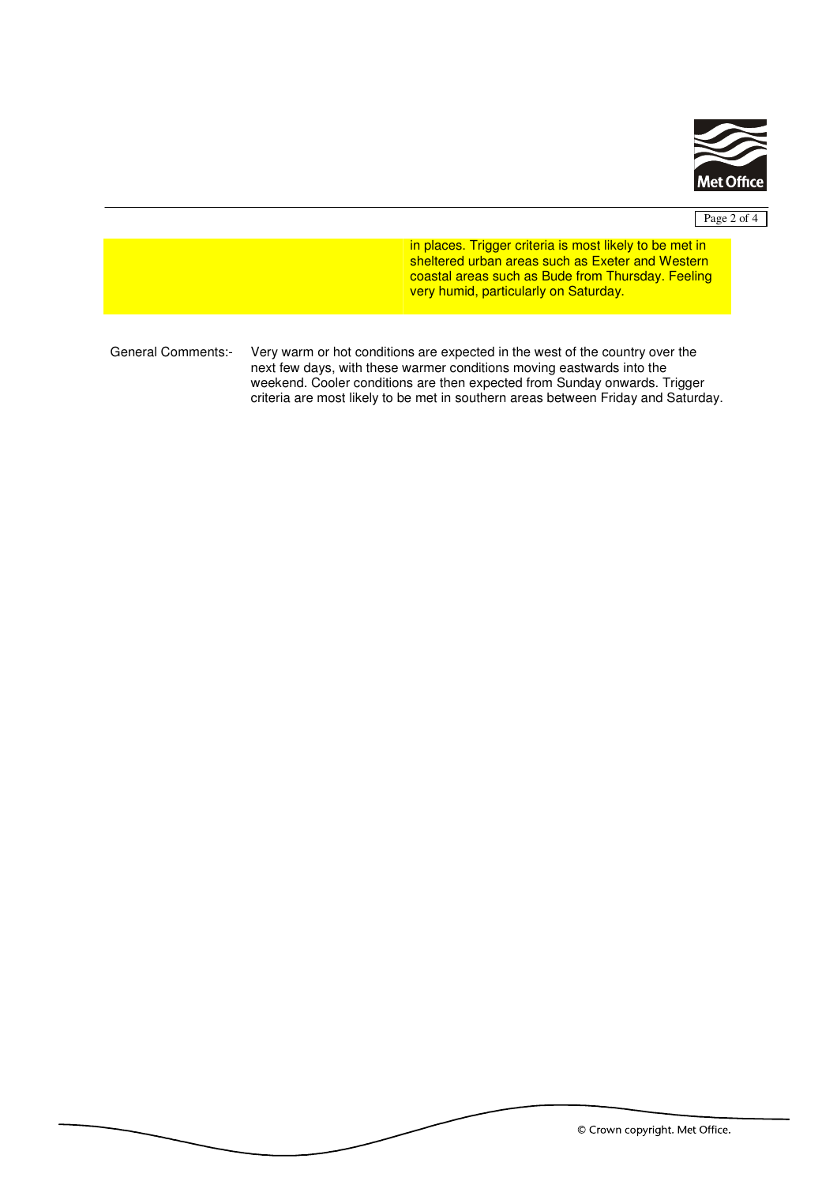| | |
|---|---|
| | in places. Trigger criteria is most likely to be met in sheltered urban areas such as Exeter and Western coastal areas such as Bude from Thursday. Feeling very humid, particularly on Saturday. |

General Comments:- Very warm or hot conditions are expected in the west of the country over the next few days, with these warmer conditions moving eastwards into the weekend. Cooler conditions are then expected from Sunday onwards. Trigger criteria are most likely to be met in southern areas between Friday and Saturday.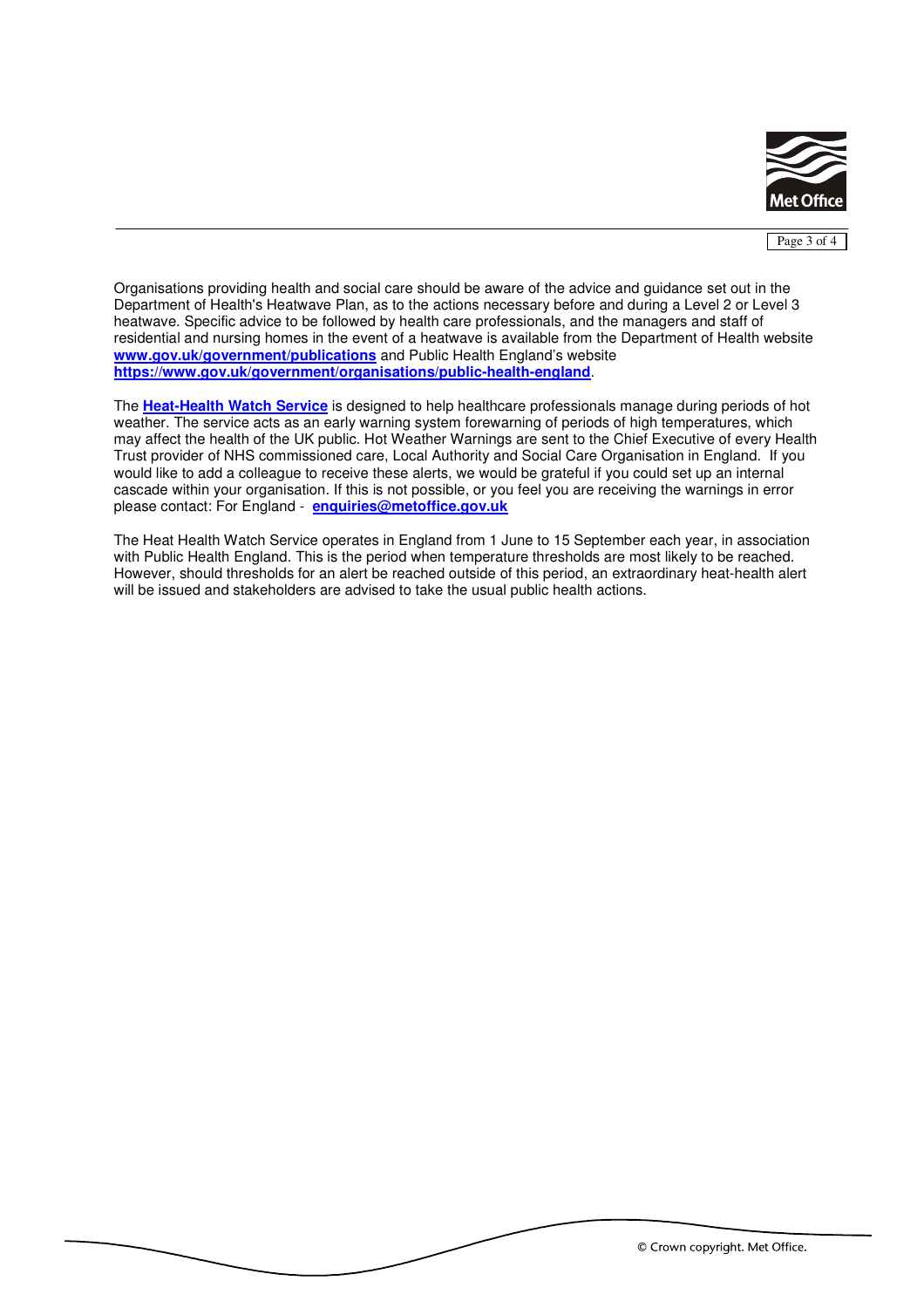Organisations providing health and social care should be aware of the advice and guidance set out in the Department of Health's Heatwave Plan, as to the actions necessary before and during a Level 2 or Level 3 heatwave. Specific advice to be followed by health care professionals, and the managers and staff of residential and nursing homes in the event of a heatwave is available from the Department of Health website **www.gov.uk/government/publications** and Public Health England's website **https://www.gov.uk/government/organisations/public-health-england**.

The **Heat-Health Watch Service** is designed to help healthcare professionals manage during periods of hot weather. The service acts as an early warning system forewarning of periods of high temperatures, which may affect the health of the UK public. Hot Weather Warnings are sent to the Chief Executive of every Health Trust provider of NHS commissioned care, Local Authority and Social Care Organisation in England. If you would like to add a colleague to receive these alerts, we would be grateful if you could set up an internal cascade within your organisation. If this is not possible, or you feel you are receiving the warnings in error please contact: For England - **enquiries@metoffice.gov.uk**

The Heat Health Watch Service operates in England from 1 June to 15 September each year, in association with Public Health England. This is the period when temperature thresholds are most likely to be reached. However, should thresholds for an alert be reached outside of this period, an extraordinary heat-health alert will be issued and stakeholders are advised to take the usual public health actions.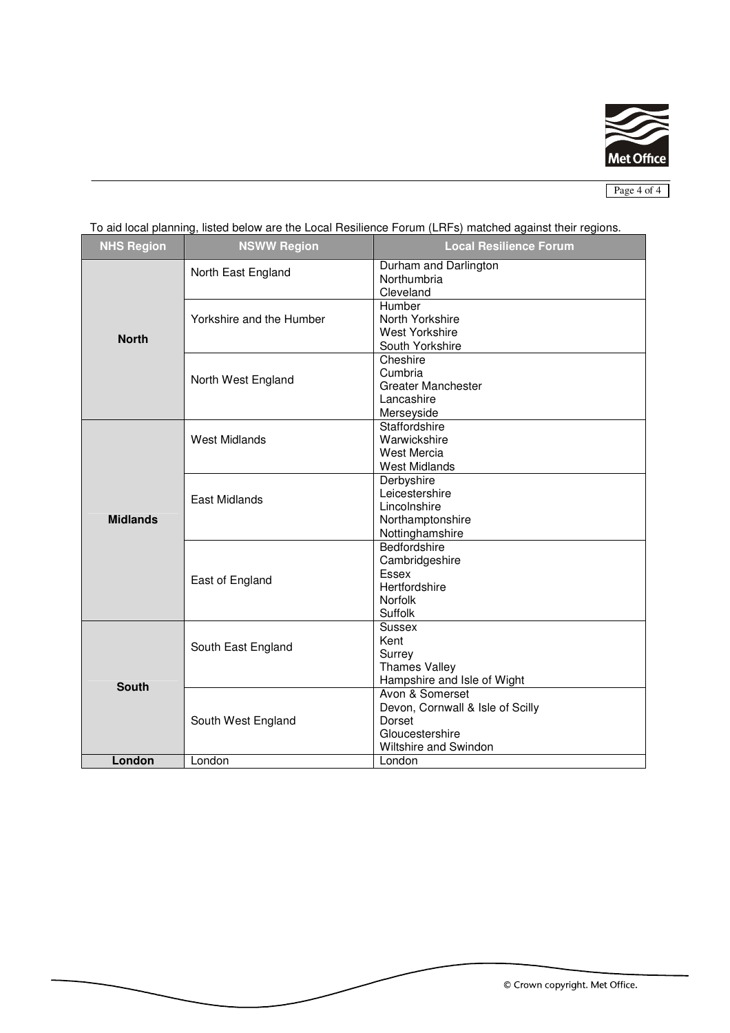To aid local planning, listed below are the Local Resilience Forum (LRFs) matched against their regions.

| NHS Region | NSWW Region | Local Resilience Forum |
|---|---|---|
| North | North East England | Durham and Darlington<br>Northumbria<br>Cleveland |
| | Yorkshire and the Humber | Humber<br>North Yorkshire<br>West Yorkshire<br>South Yorkshire |
| | North West England | Cheshire<br>Cumbria<br>Greater Manchester<br>Lancashire<br>Merseyside |
| Midlands | West Midlands | Staffordshire<br>Warwickshire<br>West Mercia<br>West Midlands |
| | East Midlands | Derbyshire<br>Leicestershire<br>Lincolnshire<br>Northamptonshire<br>Nottinghamshire |
| | East of England | Bedfordshire<br>Cambridgeshire<br>Essex<br>Hertfordshire<br>Norfolk<br>Suffolk |
| South | South East England | Sussex<br>Kent<br>Surrey<br>Thames Valley<br>Hampshire and Isle of Wight |
| | South West England | Avon & Somerset<br>Devon, Cornwall & Isle of Scilly<br>Dorset<br>Gloucestershire<br>Wiltshire and Swindon |
| London | London | London |